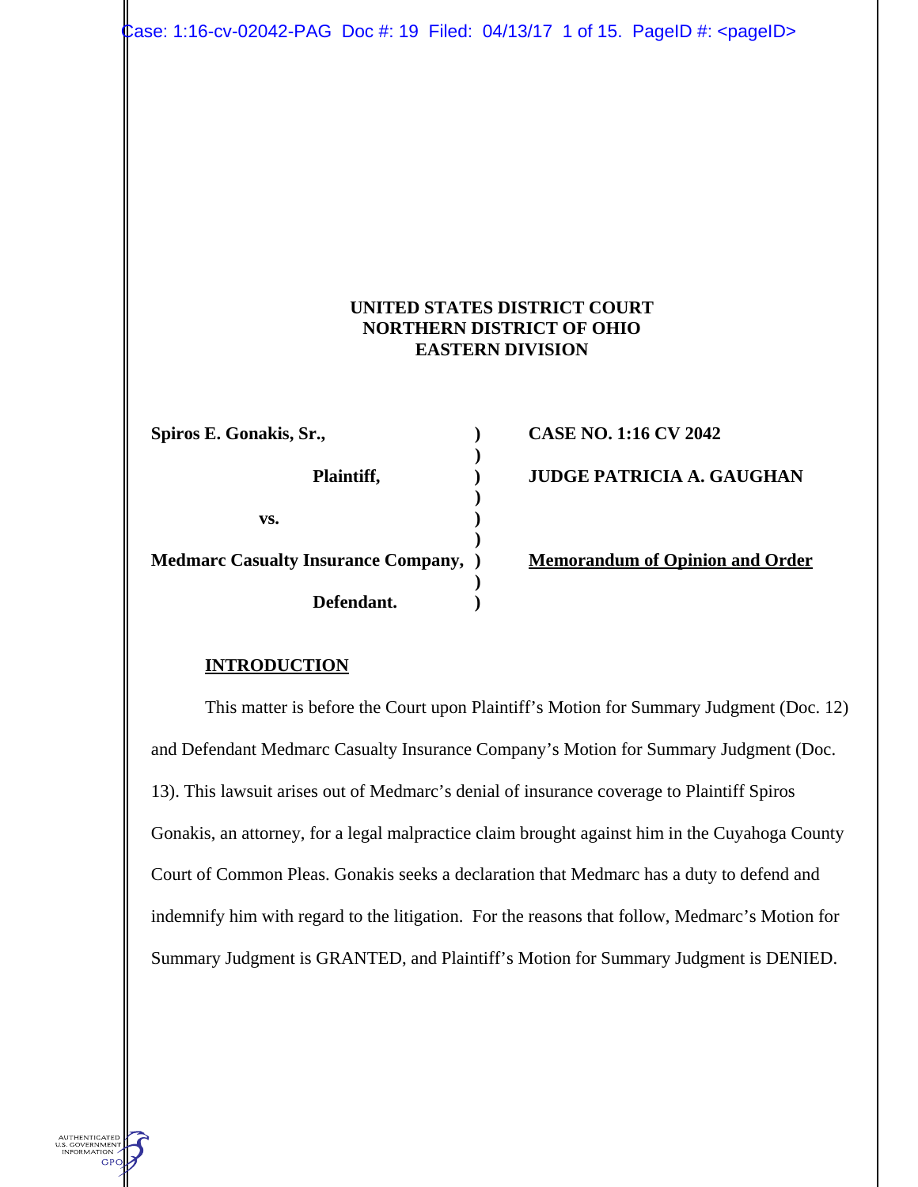**UNITED STATES DISTRICT COURT**
**NORTHERN DISTRICT OF OHIO**
**EASTERN DIVISION**

| | | |
|---|---|---|
| **Spiros E. Gonakis, Sr.,** | ) | **CASE NO. 1:16 CV 2042** |
| **Plaintiff,** | ) | **JUDGE PATRICIA A. GAUGHAN** |
| **vs.** | ) | |
| **Medmarc Casualty Insurance Company,** | ) | **Memorandum of Opinion and Order** |
| **Defendant.** | ) | |

**INTRODUCTION**

This matter is before the Court upon Plaintiff's Motion for Summary Judgment (Doc. 12) and Defendant Medmarc Casualty Insurance Company's Motion for Summary Judgment (Doc. 13). This lawsuit arises out of Medmarc's denial of insurance coverage to Plaintiff Spiros Gonakis, an attorney, for a legal malpractice claim brought against him in the Cuyahoga County Court of Common Pleas. Gonakis seeks a declaration that Medmarc has a duty to defend and indemnify him with regard to the litigation. For the reasons that follow, Medmarc's Motion for Summary Judgment is GRANTED, and Plaintiff's Motion for Summary Judgment is DENIED.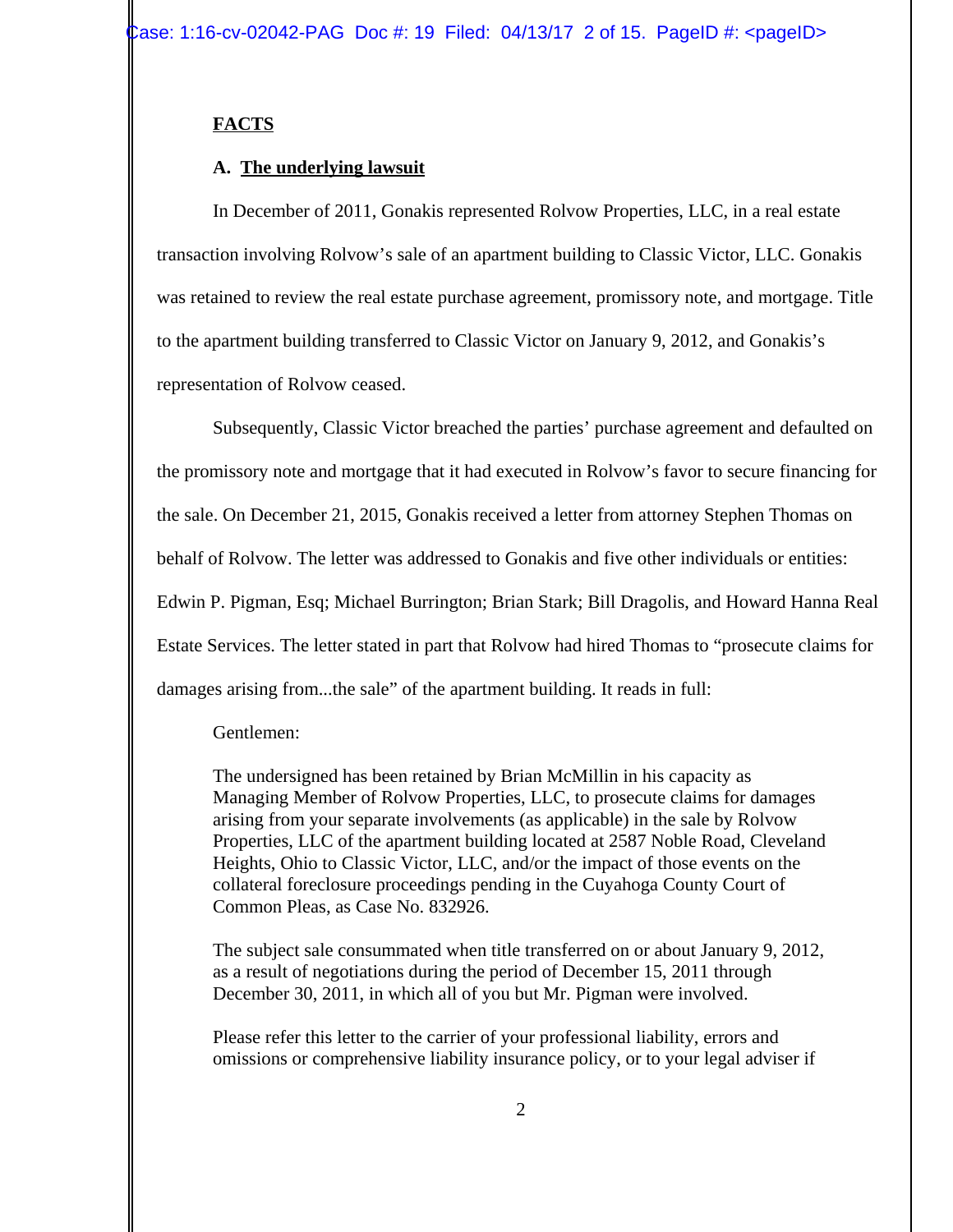**FACTS**

**A. The underlying lawsuit**

In December of 2011, Gonakis represented Rolvow Properties, LLC, in a real estate transaction involving Rolvow's sale of an apartment building to Classic Victor, LLC. Gonakis was retained to review the real estate purchase agreement, promissory note, and mortgage. Title to the apartment building transferred to Classic Victor on January 9, 2012, and Gonakis's representation of Rolvow ceased.

Subsequently, Classic Victor breached the parties' purchase agreement and defaulted on the promissory note and mortgage that it had executed in Rolvow's favor to secure financing for the sale. On December 21, 2015, Gonakis received a letter from attorney Stephen Thomas on behalf of Rolvow. The letter was addressed to Gonakis and five other individuals or entities: Edwin P. Pigman, Esq; Michael Burrington; Brian Stark; Bill Dragolis, and Howard Hanna Real Estate Services. The letter stated in part that Rolvow had hired Thomas to "prosecute claims for damages arising from...the sale" of the apartment building. It reads in full:

> Gentlemen:
>
> The undersigned has been retained by Brian McMillin in his capacity as Managing Member of Rolvow Properties, LLC, to prosecute claims for damages arising from your separate involvements (as applicable) in the sale by Rolvow Properties, LLC of the apartment building located at 2587 Noble Road, Cleveland Heights, Ohio to Classic Victor, LLC, and/or the impact of those events on the collateral foreclosure proceedings pending in the Cuyahoga County Court of Common Pleas, as Case No. 832926.
>
> The subject sale consummated when title transferred on or about January 9, 2012, as a result of negotiations during the period of December 15, 2011 through December 30, 2011, in which all of you but Mr. Pigman were involved.
>
> Please refer this letter to the carrier of your professional liability, errors and omissions or comprehensive liability insurance policy, or to your legal adviser if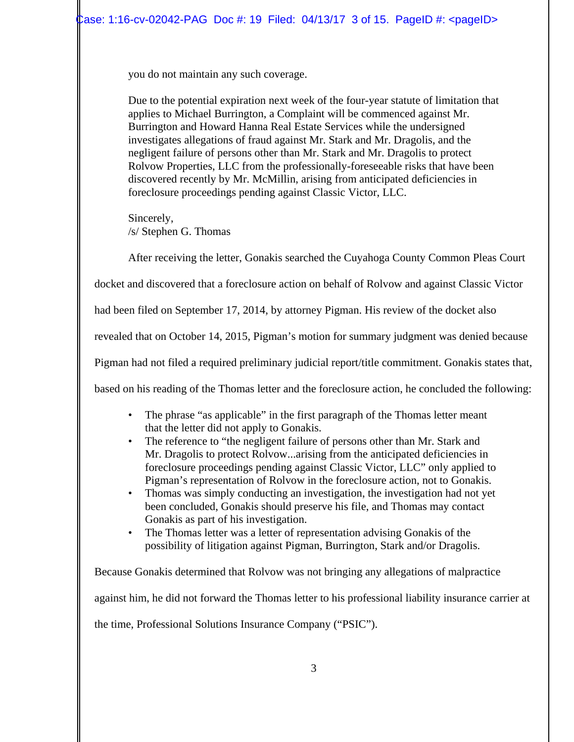you do not maintain any such coverage.

Due to the potential expiration next week of the four-year statute of limitation that applies to Michael Burrington, a Complaint will be commenced against Mr. Burrington and Howard Hanna Real Estate Services while the undersigned investigates allegations of fraud against Mr. Stark and Mr. Dragolis, and the negligent failure of persons other than Mr. Stark and Mr. Dragolis to protect Rolvow Properties, LLC from the professionally-foreseeable risks that have been discovered recently by Mr. McMillin, arising from anticipated deficiencies in foreclosure proceedings pending against Classic Victor, LLC.

Sincerely,
/s/ Stephen G. Thomas

After receiving the letter, Gonakis searched the Cuyahoga County Common Pleas Court docket and discovered that a foreclosure action on behalf of Rolvow and against Classic Victor had been filed on September 17, 2014, by attorney Pigman. His review of the docket also revealed that on October 14, 2015, Pigman's motion for summary judgment was denied because Pigman had not filed a required preliminary judicial report/title commitment. Gonakis states that, based on his reading of the Thomas letter and the foreclosure action, he concluded the following:

- The phrase "as applicable" in the first paragraph of the Thomas letter meant that the letter did not apply to Gonakis.
- The reference to "the negligent failure of persons other than Mr. Stark and Mr. Dragolis to protect Rolvow...arising from the anticipated deficiencies in foreclosure proceedings pending against Classic Victor, LLC" only applied to Pigman's representation of Rolvow in the foreclosure action, not to Gonakis.
- Thomas was simply conducting an investigation, the investigation had not yet been concluded, Gonakis should preserve his file, and Thomas may contact Gonakis as part of his investigation.
- The Thomas letter was a letter of representation advising Gonakis of the possibility of litigation against Pigman, Burrington, Stark and/or Dragolis.

Because Gonakis determined that Rolvow was not bringing any allegations of malpractice against him, he did not forward the Thomas letter to his professional liability insurance carrier at the time, Professional Solutions Insurance Company ("PSIC").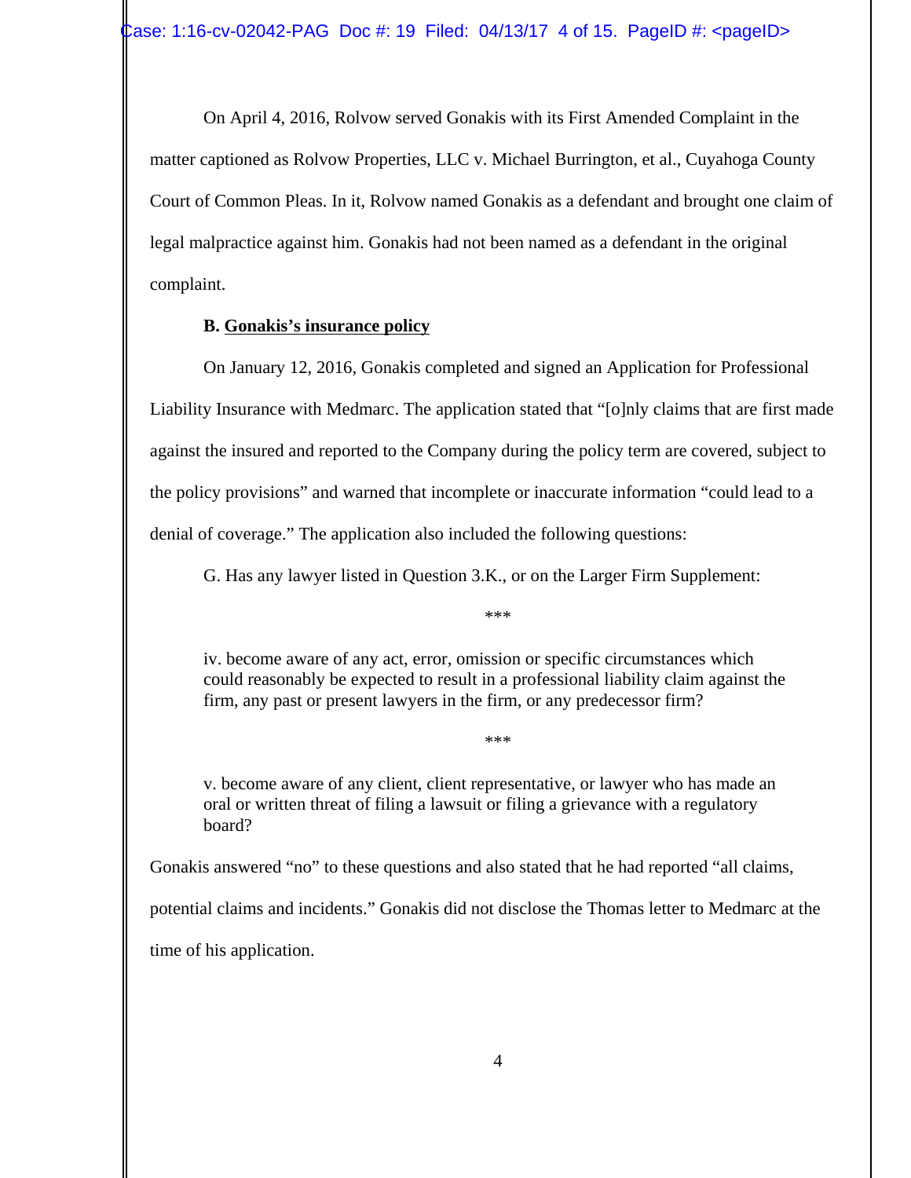On April 4, 2016, Rolvow served Gonakis with its First Amended Complaint in the matter captioned as Rolvow Properties, LLC v. Michael Burrington, et al., Cuyahoga County Court of Common Pleas. In it, Rolvow named Gonakis as a defendant and brought one claim of legal malpractice against him. Gonakis had not been named as a defendant in the original complaint.

**B. <u>Gonakis's insurance policy</u>**

On January 12, 2016, Gonakis completed and signed an Application for Professional Liability Insurance with Medmarc. The application stated that "[o]nly claims that are first made against the insured and reported to the Company during the policy term are covered, subject to the policy provisions" and warned that incomplete or inaccurate information "could lead to a denial of coverage." The application also included the following questions:

> G. Has any lawyer listed in Question 3.K., or on the Larger Firm Supplement:
>
> ***
>
> iv. become aware of any act, error, omission or specific circumstances which could reasonably be expected to result in a professional liability claim against the firm, any past or present lawyers in the firm, or any predecessor firm?
>
> ***
>
> v. become aware of any client, client representative, or lawyer who has made an oral or written threat of filing a lawsuit or filing a grievance with a regulatory board?

Gonakis answered "no" to these questions and also stated that he had reported "all claims, potential claims and incidents." Gonakis did not disclose the Thomas letter to Medmarc at the time of his application.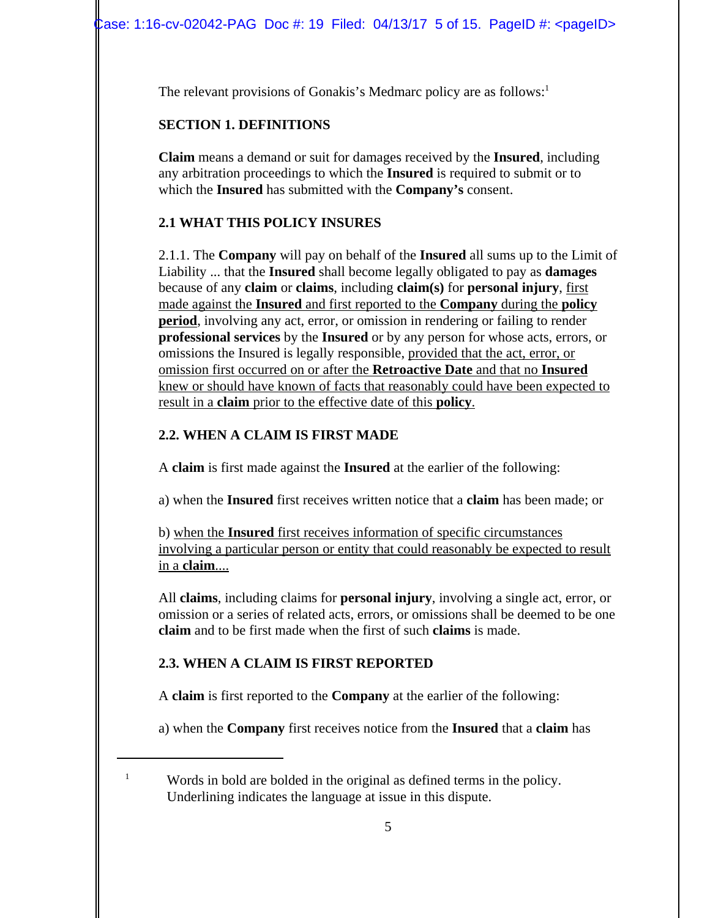The relevant provisions of Gonakis's Medmarc policy are as follows:[1]

**SECTION 1. DEFINITIONS**

**Claim** means a demand or suit for damages received by the **Insured**, including any arbitration proceedings to which the **Insured** is required to submit or to which the **Insured** has submitted with the **Company's** consent.

**2.1 WHAT THIS POLICY INSURES**

2.1.1. The **Company** will pay on behalf of the **Insured** all sums up to the Limit of Liability ... that the **Insured** shall become legally obligated to pay as **damages** because of any **claim** or **claims**, including **claim(s)** for **personal injury**, <u>first made against the **Insured** and first reported to the **Company** during the **policy period**</u>, involving any act, error, or omission in rendering or failing to render **professional services** by the **Insured** or by any person for whose acts, errors, or omissions the Insured is legally responsible, <u>provided that the act, error, or omission first occurred on or after the **Retroactive Date** and that no **Insured** knew or should have known of facts that reasonably could have been expected to result in a **claim** prior to the effective date of this **policy**</u>.

**2.2. WHEN A CLAIM IS FIRST MADE**

A **claim** is first made against the **Insured** at the earlier of the following:

a) when the **Insured** first receives written notice that a **claim** has been made; or

b) <u>when the **Insured** first receives information of specific circumstances involving a particular person or entity that could reasonably be expected to result in a **claim**....</u>

All **claims**, including claims for **personal injury**, involving a single act, error, or omission or a series of related acts, errors, or omissions shall be deemed to be one **claim** and to be first made when the first of such **claims** is made.

**2.3. WHEN A CLAIM IS FIRST REPORTED**

A **claim** is first reported to the **Company** at the earlier of the following:

a) when the **Company** first receives notice from the **Insured** that a **claim** has

---

[1] Words in bold are bolded in the original as defined terms in the policy. Underlining indicates the language at issue in this dispute.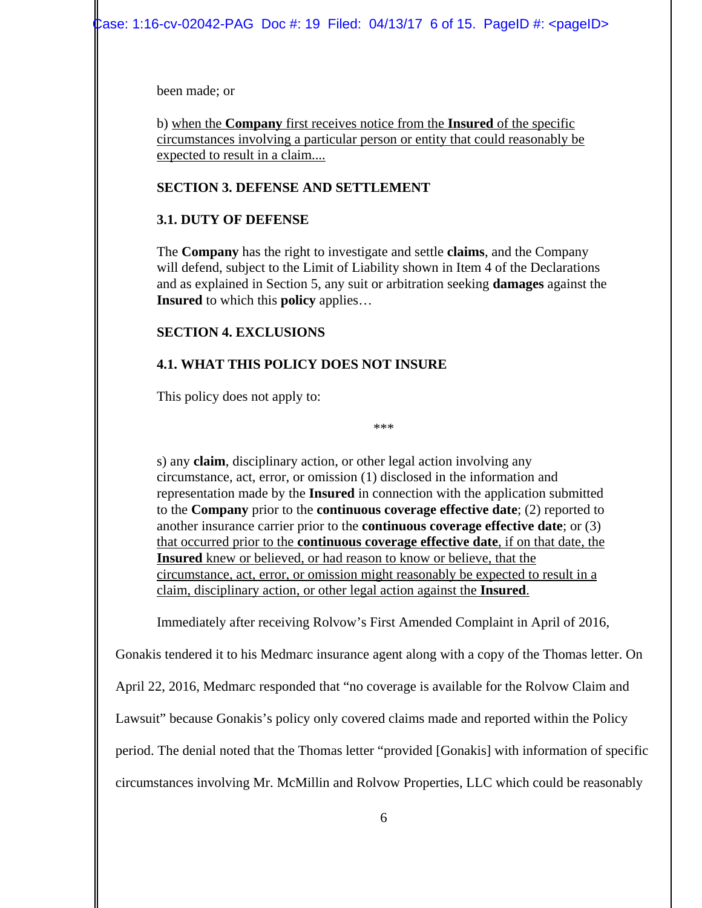been made; or

b) <u>when the **Company** first receives notice from the **Insured** of the specific circumstances involving a particular person or entity that could reasonably be expected to result in a claim....</u>

**SECTION 3. DEFENSE AND SETTLEMENT**

**3.1. DUTY OF DEFENSE**

The **Company** has the right to investigate and settle **claims**, and the Company will defend, subject to the Limit of Liability shown in Item 4 of the Declarations and as explained in Section 5, any suit or arbitration seeking **damages** against the **Insured** to which this **policy** applies…

**SECTION 4. EXCLUSIONS**

**4.1. WHAT THIS POLICY DOES NOT INSURE**

This policy does not apply to:

***

s) any **claim**, disciplinary action, or other legal action involving any circumstance, act, error, or omission (1) disclosed in the information and representation made by the **Insured** in connection with the application submitted to the **Company** prior to the **continuous coverage effective date**; (2) reported to another insurance carrier prior to the **continuous coverage effective date**; or (3) <u>that occurred prior to the **continuous coverage effective date**, if on that date, the **Insured** knew or believed, or had reason to know or believe, that the circumstance, act, error, or omission might reasonably be expected to result in a claim, disciplinary action, or other legal action against the **Insured**.</u>

Immediately after receiving Rolvow's First Amended Complaint in April of 2016, Gonakis tendered it to his Medmarc insurance agent along with a copy of the Thomas letter. On April 22, 2016, Medmarc responded that "no coverage is available for the Rolvow Claim and Lawsuit" because Gonakis's policy only covered claims made and reported within the Policy period. The denial noted that the Thomas letter "provided [Gonakis] with information of specific circumstances involving Mr. McMillin and Rolvow Properties, LLC which could be reasonably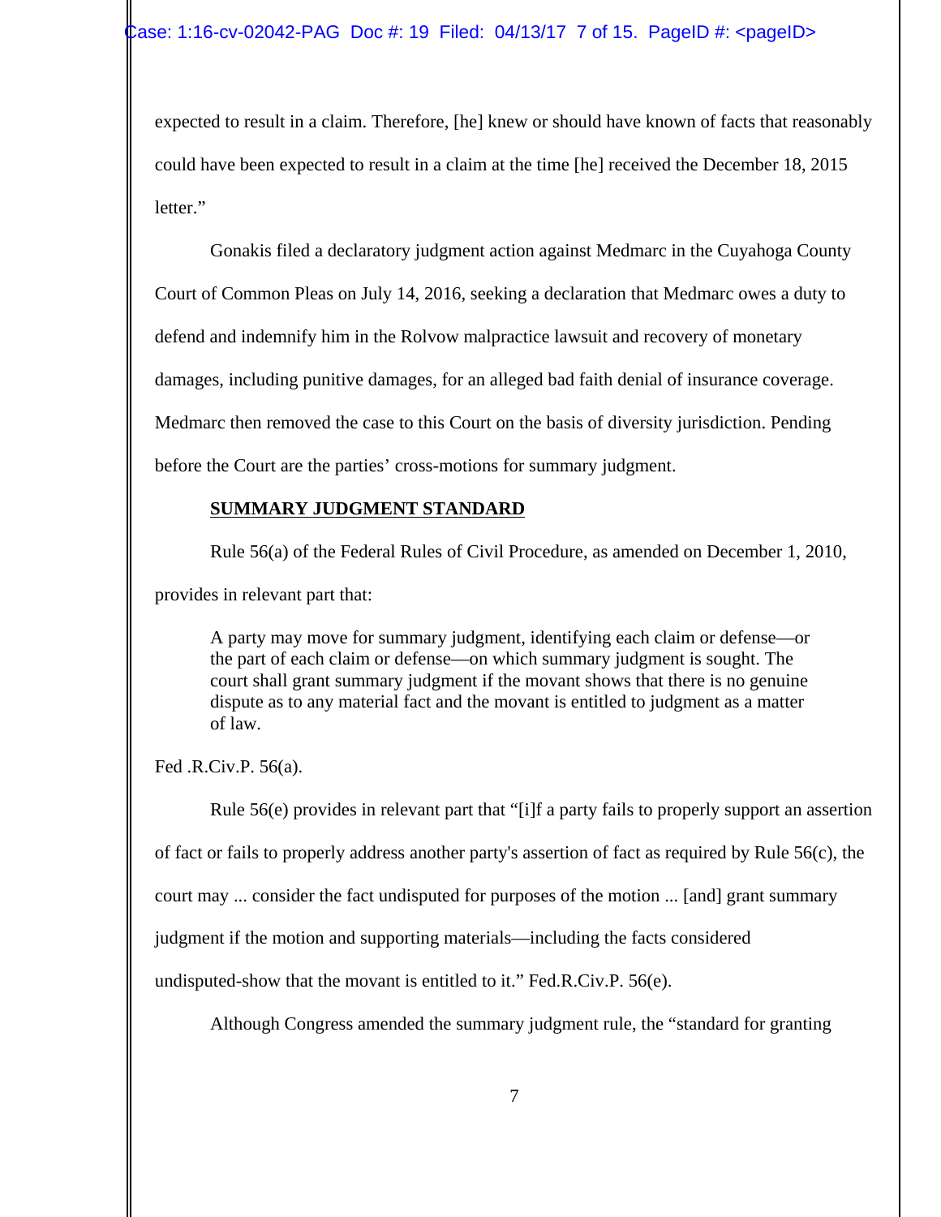expected to result in a claim. Therefore, [he] knew or should have known of facts that reasonably could have been expected to result in a claim at the time [he] received the December 18, 2015 letter."

Gonakis filed a declaratory judgment action against Medmarc in the Cuyahoga County Court of Common Pleas on July 14, 2016, seeking a declaration that Medmarc owes a duty to defend and indemnify him in the Rolvow malpractice lawsuit and recovery of monetary damages, including punitive damages, for an alleged bad faith denial of insurance coverage. Medmarc then removed the case to this Court on the basis of diversity jurisdiction. Pending before the Court are the parties' cross-motions for summary judgment.

**SUMMARY JUDGMENT STANDARD**

Rule 56(a) of the Federal Rules of Civil Procedure, as amended on December 1, 2010, provides in relevant part that:

> A party may move for summary judgment, identifying each claim or defense—or the part of each claim or defense—on which summary judgment is sought. The court shall grant summary judgment if the movant shows that there is no genuine dispute as to any material fact and the movant is entitled to judgment as a matter of law.

Fed .R.Civ.P. 56(a).

Rule 56(e) provides in relevant part that "[i]f a party fails to properly support an assertion of fact or fails to properly address another party's assertion of fact as required by Rule 56(c), the court may ... consider the fact undisputed for purposes of the motion ... [and] grant summary judgment if the motion and supporting materials—including the facts considered undisputed-show that the movant is entitled to it." Fed.R.Civ.P. 56(e).

Although Congress amended the summary judgment rule, the "standard for granting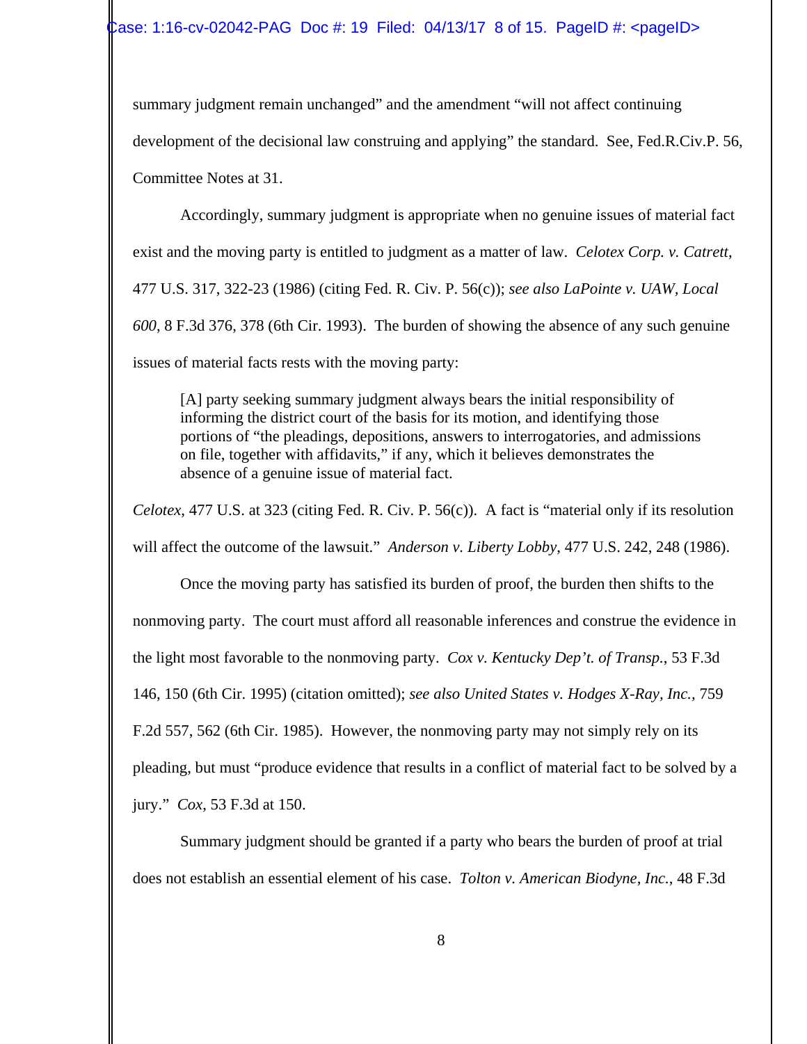summary judgment remain unchanged" and the amendment "will not affect continuing development of the decisional law construing and applying" the standard. See, Fed.R.Civ.P. 56, Committee Notes at 31.

Accordingly, summary judgment is appropriate when no genuine issues of material fact exist and the moving party is entitled to judgment as a matter of law. *Celotex Corp. v. Catrett*, 477 U.S. 317, 322-23 (1986) (citing Fed. R. Civ. P. 56(c)); *see also LaPointe v. UAW, Local 600*, 8 F.3d 376, 378 (6th Cir. 1993). The burden of showing the absence of any such genuine issues of material facts rests with the moving party:

> [A] party seeking summary judgment always bears the initial responsibility of informing the district court of the basis for its motion, and identifying those portions of "the pleadings, depositions, answers to interrogatories, and admissions on file, together with affidavits," if any, which it believes demonstrates the absence of a genuine issue of material fact.

*Celotex*, 477 U.S. at 323 (citing Fed. R. Civ. P. 56(c)). A fact is "material only if its resolution will affect the outcome of the lawsuit." *Anderson v. Liberty Lobby*, 477 U.S. 242, 248 (1986).

Once the moving party has satisfied its burden of proof, the burden then shifts to the nonmoving party. The court must afford all reasonable inferences and construe the evidence in the light most favorable to the nonmoving party. *Cox v. Kentucky Dep't. of Transp.*, 53 F.3d 146, 150 (6th Cir. 1995) (citation omitted); *see also United States v. Hodges X-Ray, Inc.*, 759 F.2d 557, 562 (6th Cir. 1985). However, the nonmoving party may not simply rely on its pleading, but must "produce evidence that results in a conflict of material fact to be solved by a jury." *Cox*, 53 F.3d at 150.

Summary judgment should be granted if a party who bears the burden of proof at trial does not establish an essential element of his case. *Tolton v. American Biodyne, Inc.*, 48 F.3d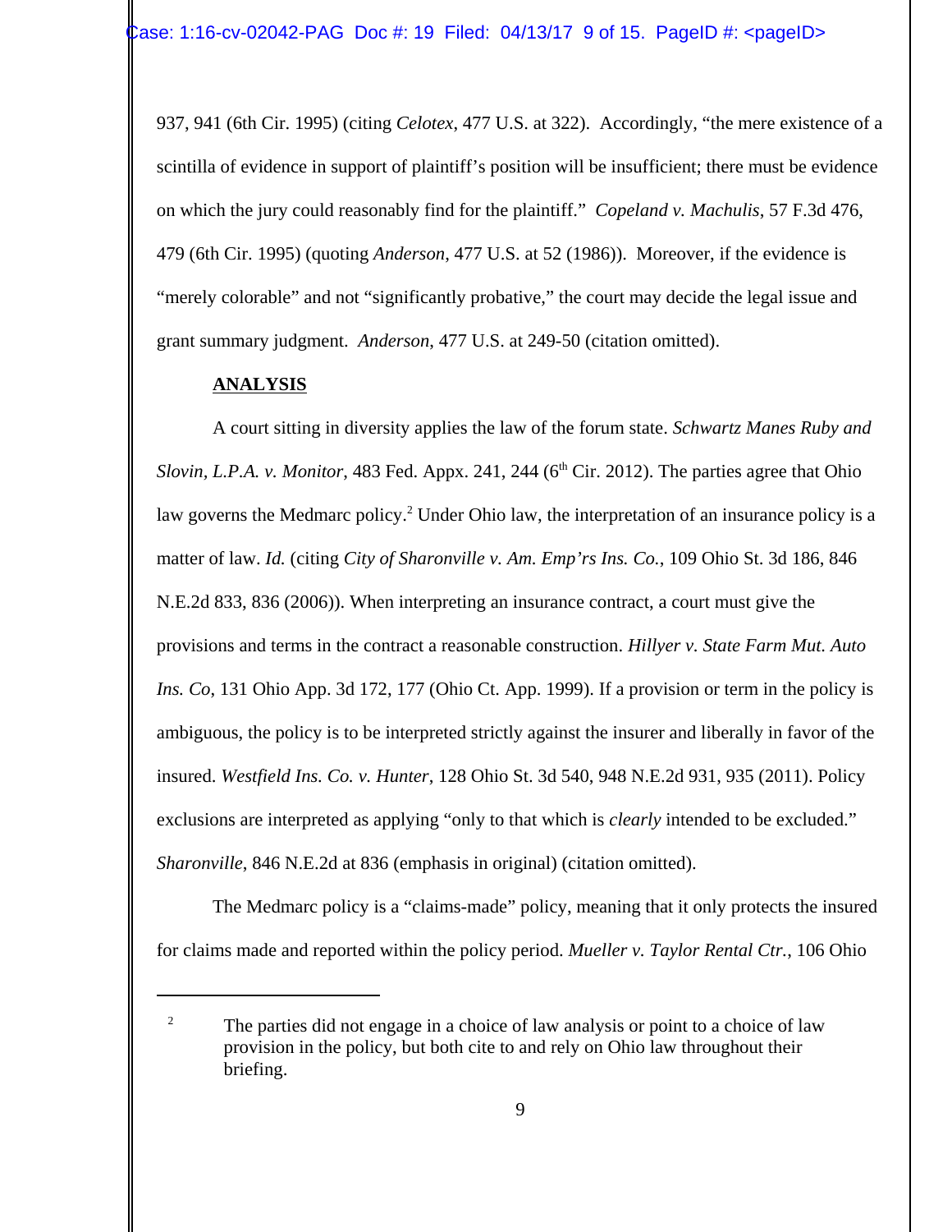937, 941 (6th Cir. 1995) (citing *Celotex*, 477 U.S. at 322). Accordingly, "the mere existence of a scintilla of evidence in support of plaintiff's position will be insufficient; there must be evidence on which the jury could reasonably find for the plaintiff." *Copeland v. Machulis*, 57 F.3d 476, 479 (6th Cir. 1995) (quoting *Anderson*, 477 U.S. at 52 (1986)). Moreover, if the evidence is "merely colorable" and not "significantly probative," the court may decide the legal issue and grant summary judgment. *Anderson*, 477 U.S. at 249-50 (citation omitted).

## ANALYSIS

A court sitting in diversity applies the law of the forum state. *Schwartz Manes Ruby and Slovin, L.P.A. v. Monitor*, 483 Fed. Appx. 241, 244 (6th Cir. 2012). The parties agree that Ohio law governs the Medmarc policy.[2] Under Ohio law, the interpretation of an insurance policy is a matter of law. *Id.* (citing *City of Sharonville v. Am. Emp'rs Ins. Co.*, 109 Ohio St. 3d 186, 846 N.E.2d 833, 836 (2006)). When interpreting an insurance contract, a court must give the provisions and terms in the contract a reasonable construction. *Hillyer v. State Farm Mut. Auto Ins. Co*, 131 Ohio App. 3d 172, 177 (Ohio Ct. App. 1999). If a provision or term in the policy is ambiguous, the policy is to be interpreted strictly against the insurer and liberally in favor of the insured. *Westfield Ins. Co. v. Hunter*, 128 Ohio St. 3d 540, 948 N.E.2d 931, 935 (2011). Policy exclusions are interpreted as applying "only to that which is *clearly* intended to be excluded." *Sharonville*, 846 N.E.2d at 836 (emphasis in original) (citation omitted).

The Medmarc policy is a "claims-made" policy, meaning that it only protects the insured for claims made and reported within the policy period. *Mueller v. Taylor Rental Ctr.*, 106 Ohio

---

[2] The parties did not engage in a choice of law analysis or point to a choice of law provision in the policy, but both cite to and rely on Ohio law throughout their briefing.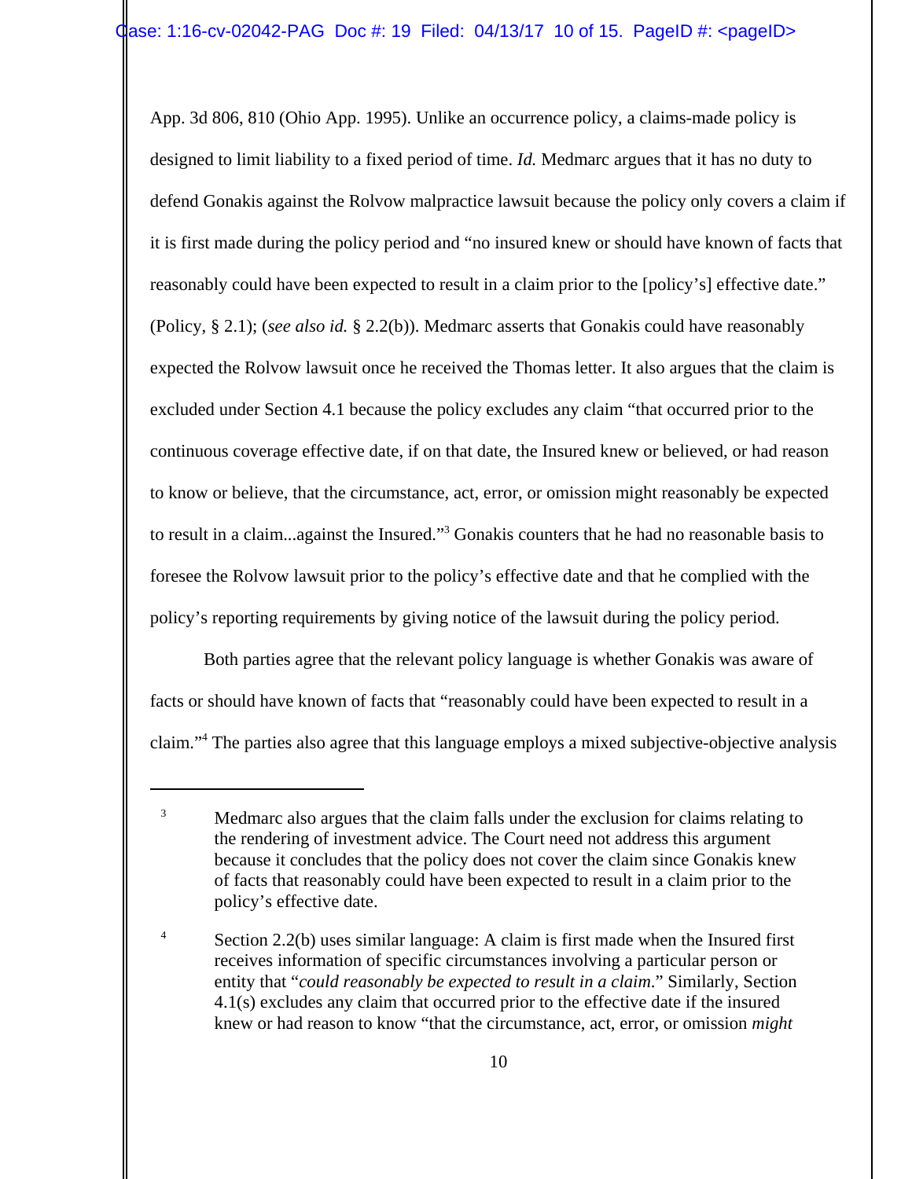App. 3d 806, 810 (Ohio App. 1995). Unlike an occurrence policy, a claims-made policy is designed to limit liability to a fixed period of time. *Id.* Medmarc argues that it has no duty to defend Gonakis against the Rolvow malpractice lawsuit because the policy only covers a claim if it is first made during the policy period and "no insured knew or should have known of facts that reasonably could have been expected to result in a claim prior to the [policy's] effective date." (Policy, § 2.1); (*see also id.* § 2.2(b)). Medmarc asserts that Gonakis could have reasonably expected the Rolvow lawsuit once he received the Thomas letter. It also argues that the claim is excluded under Section 4.1 because the policy excludes any claim "that occurred prior to the continuous coverage effective date, if on that date, the Insured knew or believed, or had reason to know or believe, that the circumstance, act, error, or omission might reasonably be expected to result in a claim...against the Insured."[3] Gonakis counters that he had no reasonable basis to foresee the Rolvow lawsuit prior to the policy's effective date and that he complied with the policy's reporting requirements by giving notice of the lawsuit during the policy period.

Both parties agree that the relevant policy language is whether Gonakis was aware of facts or should have known of facts that "reasonably could have been expected to result in a claim."[4] The parties also agree that this language employs a mixed subjective-objective analysis

---

[3] Medmarc also argues that the claim falls under the exclusion for claims relating to the rendering of investment advice. The Court need not address this argument because it concludes that the policy does not cover the claim since Gonakis knew of facts that reasonably could have been expected to result in a claim prior to the policy's effective date.

[4] Section 2.2(b) uses similar language: A claim is first made when the Insured first receives information of specific circumstances involving a particular person or entity that "*could reasonably be expected to result in a claim*." Similarly, Section 4.1(s) excludes any claim that occurred prior to the effective date if the insured knew or had reason to know "that the circumstance, act, error, or omission *might*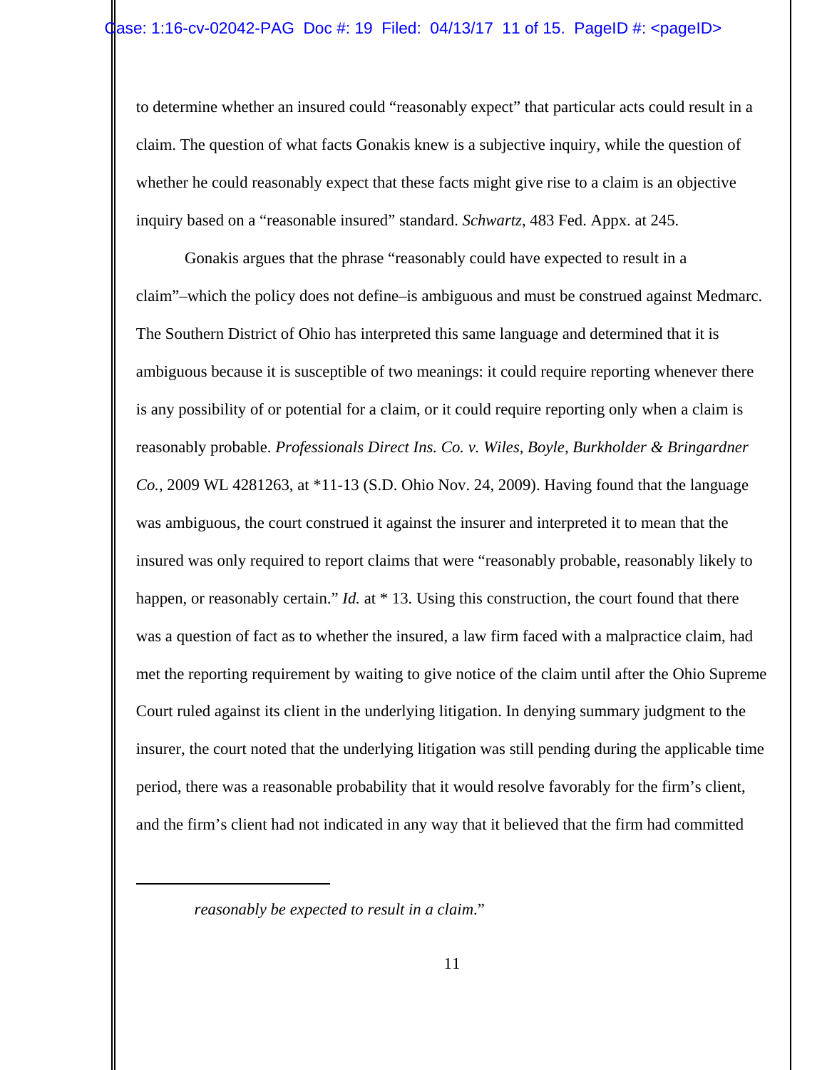to determine whether an insured could "reasonably expect" that particular acts could result in a claim. The question of what facts Gonakis knew is a subjective inquiry, while the question of whether he could reasonably expect that these facts might give rise to a claim is an objective inquiry based on a "reasonable insured" standard. *Schwartz*, 483 Fed. Appx. at 245.

Gonakis argues that the phrase "reasonably could have expected to result in a claim"–which the policy does not define–is ambiguous and must be construed against Medmarc. The Southern District of Ohio has interpreted this same language and determined that it is ambiguous because it is susceptible of two meanings: it could require reporting whenever there is any possibility of or potential for a claim, or it could require reporting only when a claim is reasonably probable. *Professionals Direct Ins. Co. v. Wiles, Boyle, Burkholder & Bringardner Co.*, 2009 WL 4281263, at *11-13 (S.D. Ohio Nov. 24, 2009). Having found that the language was ambiguous, the court construed it against the insurer and interpreted it to mean that the insured was only required to report claims that were "reasonably probable, reasonably likely to happen, or reasonably certain." *Id.* at * 13. Using this construction, the court found that there was a question of fact as to whether the insured, a law firm faced with a malpractice claim, had met the reporting requirement by waiting to give notice of the claim until after the Ohio Supreme Court ruled against its client in the underlying litigation. In denying summary judgment to the insurer, the court noted that the underlying litigation was still pending during the applicable time period, there was a reasonable probability that it would resolve favorably for the firm's client, and the firm's client had not indicated in any way that it believed that the firm had committed

---

*reasonably be expected to result in a claim.*"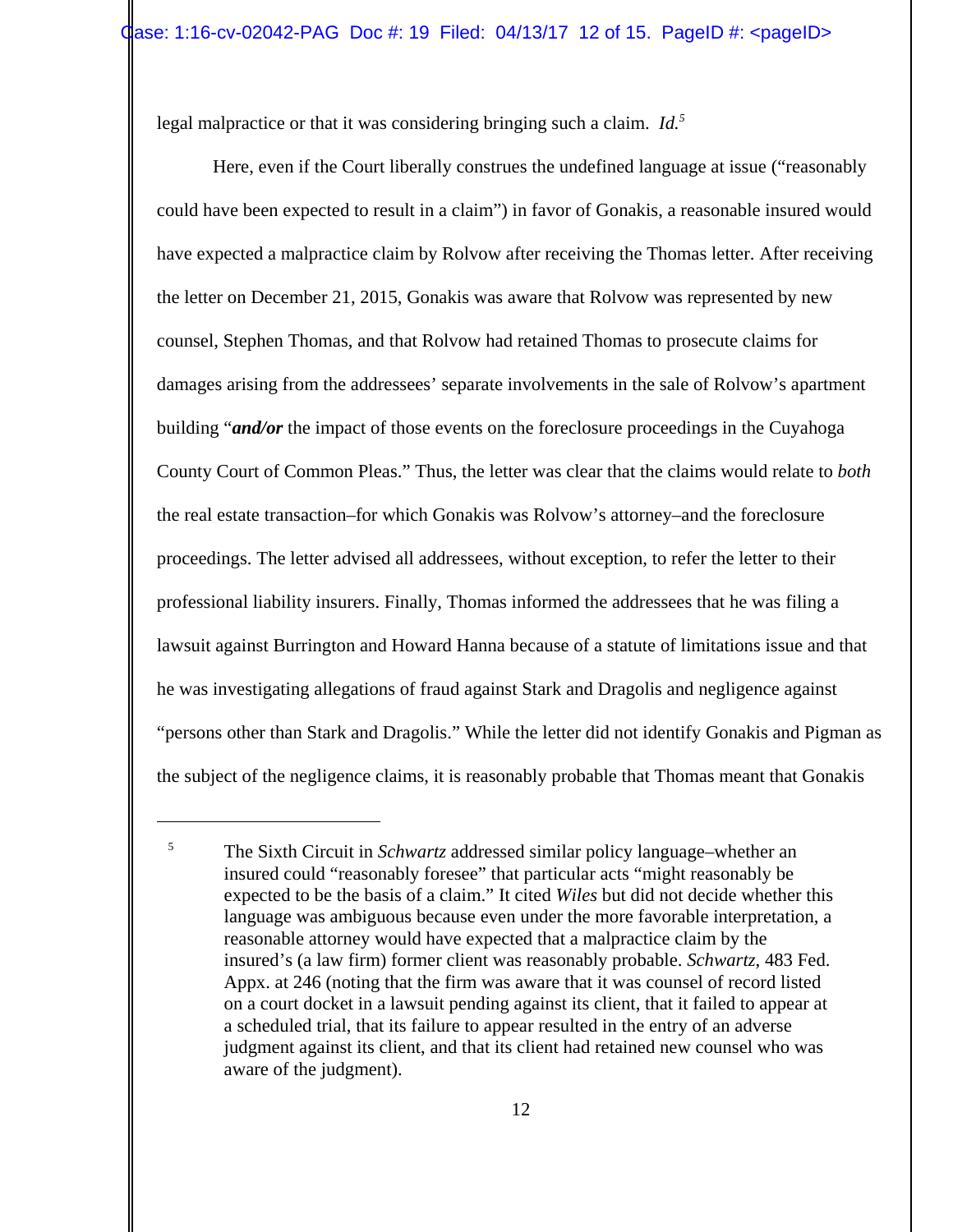legal malpractice or that it was considering bringing such a claim. *Id.*[5]

Here, even if the Court liberally construes the undefined language at issue ("reasonably could have been expected to result in a claim") in favor of Gonakis, a reasonable insured would have expected a malpractice claim by Rolvow after receiving the Thomas letter. After receiving the letter on December 21, 2015, Gonakis was aware that Rolvow was represented by new counsel, Stephen Thomas, and that Rolvow had retained Thomas to prosecute claims for damages arising from the addressees' separate involvements in the sale of Rolvow's apartment building "***and/or*** the impact of those events on the foreclosure proceedings in the Cuyahoga County Court of Common Pleas." Thus, the letter was clear that the claims would relate to *both* the real estate transaction–for which Gonakis was Rolvow's attorney–and the foreclosure proceedings. The letter advised all addressees, without exception, to refer the letter to their professional liability insurers. Finally, Thomas informed the addressees that he was filing a lawsuit against Burrington and Howard Hanna because of a statute of limitations issue and that he was investigating allegations of fraud against Stark and Dragolis and negligence against "persons other than Stark and Dragolis." While the letter did not identify Gonakis and Pigman as the subject of the negligence claims, it is reasonably probable that Thomas meant that Gonakis

---

[5] The Sixth Circuit in *Schwartz* addressed similar policy language–whether an insured could "reasonably foresee" that particular acts "might reasonably be expected to be the basis of a claim." It cited *Wiles* but did not decide whether this language was ambiguous because even under the more favorable interpretation, a reasonable attorney would have expected that a malpractice claim by the insured's (a law firm) former client was reasonably probable. *Schwartz*, 483 Fed. Appx. at 246 (noting that the firm was aware that it was counsel of record listed on a court docket in a lawsuit pending against its client, that it failed to appear at a scheduled trial, that its failure to appear resulted in the entry of an adverse judgment against its client, and that its client had retained new counsel who was aware of the judgment).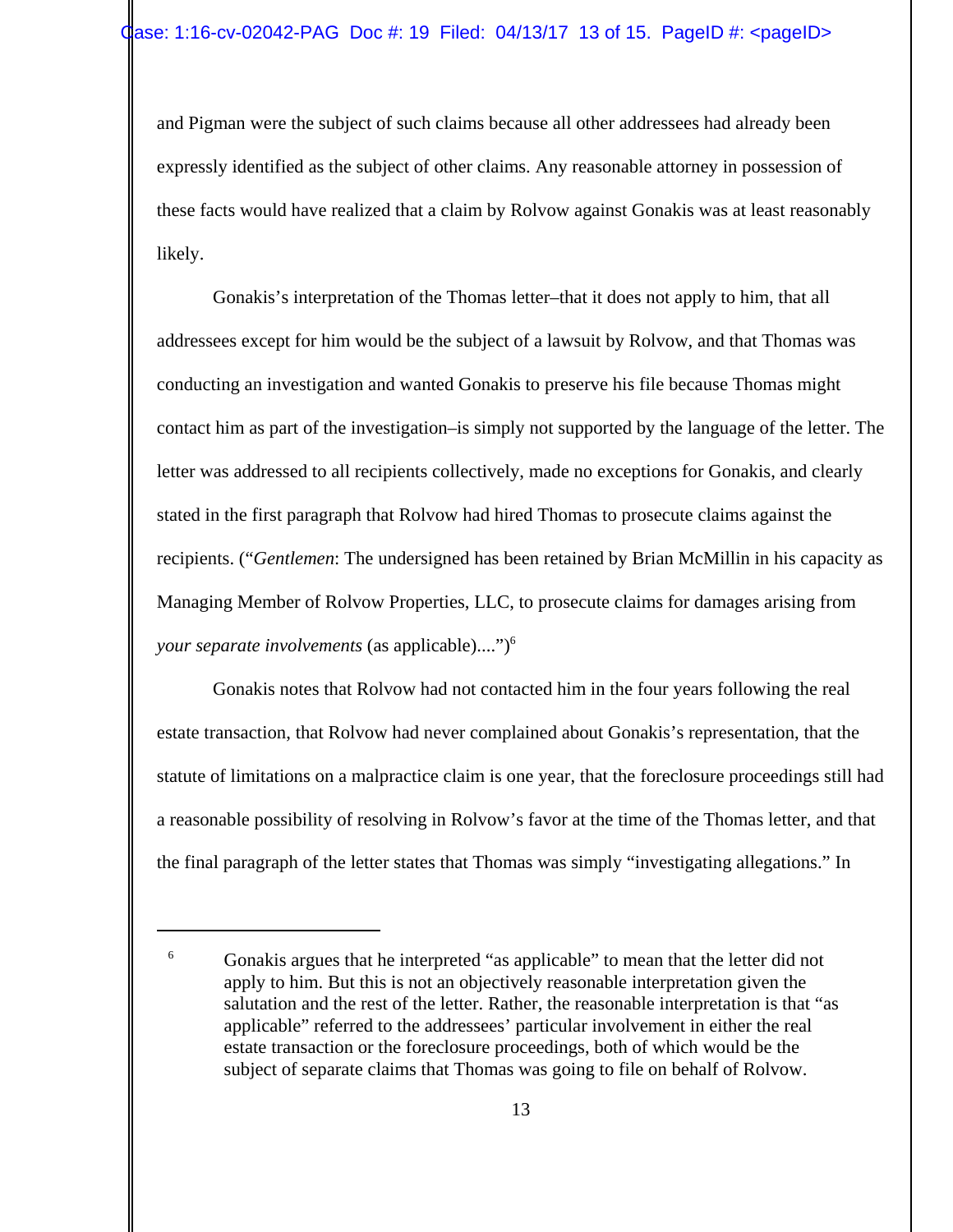and Pigman were the subject of such claims because all other addressees had already been expressly identified as the subject of other claims. Any reasonable attorney in possession of these facts would have realized that a claim by Rolvow against Gonakis was at least reasonably likely.

Gonakis's interpretation of the Thomas letter–that it does not apply to him, that all addressees except for him would be the subject of a lawsuit by Rolvow, and that Thomas was conducting an investigation and wanted Gonakis to preserve his file because Thomas might contact him as part of the investigation–is simply not supported by the language of the letter. The letter was addressed to all recipients collectively, made no exceptions for Gonakis, and clearly stated in the first paragraph that Rolvow had hired Thomas to prosecute claims against the recipients. ("*Gentlemen*: The undersigned has been retained by Brian McMillin in his capacity as Managing Member of Rolvow Properties, LLC, to prosecute claims for damages arising from *your separate involvements* (as applicable)....")[6]

Gonakis notes that Rolvow had not contacted him in the four years following the real estate transaction, that Rolvow had never complained about Gonakis's representation, that the statute of limitations on a malpractice claim is one year, that the foreclosure proceedings still had a reasonable possibility of resolving in Rolvow's favor at the time of the Thomas letter, and that the final paragraph of the letter states that Thomas was simply "investigating allegations." In

---

[6] Gonakis argues that he interpreted "as applicable" to mean that the letter did not apply to him. But this is not an objectively reasonable interpretation given the salutation and the rest of the letter. Rather, the reasonable interpretation is that "as applicable" referred to the addressees' particular involvement in either the real estate transaction or the foreclosure proceedings, both of which would be the subject of separate claims that Thomas was going to file on behalf of Rolvow.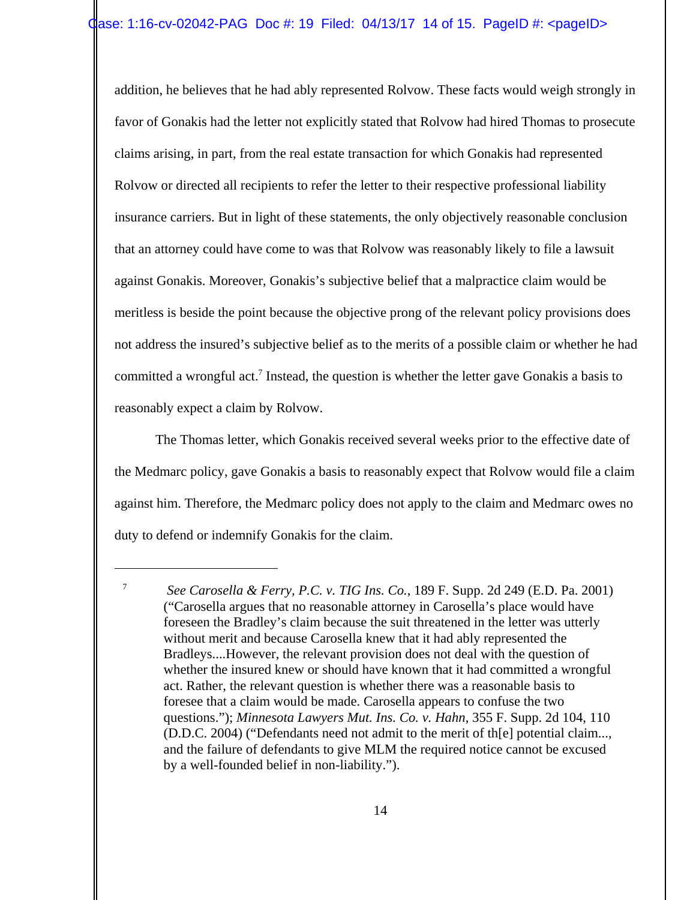addition, he believes that he had ably represented Rolvow. These facts would weigh strongly in favor of Gonakis had the letter not explicitly stated that Rolvow had hired Thomas to prosecute claims arising, in part, from the real estate transaction for which Gonakis had represented Rolvow or directed all recipients to refer the letter to their respective professional liability insurance carriers. But in light of these statements, the only objectively reasonable conclusion that an attorney could have come to was that Rolvow was reasonably likely to file a lawsuit against Gonakis. Moreover, Gonakis's subjective belief that a malpractice claim would be meritless is beside the point because the objective prong of the relevant policy provisions does not address the insured's subjective belief as to the merits of a possible claim or whether he had committed a wrongful act.[7] Instead, the question is whether the letter gave Gonakis a basis to reasonably expect a claim by Rolvow.

The Thomas letter, which Gonakis received several weeks prior to the effective date of the Medmarc policy, gave Gonakis a basis to reasonably expect that Rolvow would file a claim against him. Therefore, the Medmarc policy does not apply to the claim and Medmarc owes no duty to defend or indemnify Gonakis for the claim.

---

[7] *See Carosella & Ferry, P.C. v. TIG Ins. Co.*, 189 F. Supp. 2d 249 (E.D. Pa. 2001) ("Carosella argues that no reasonable attorney in Carosella's place would have foreseen the Bradley's claim because the suit threatened in the letter was utterly without merit and because Carosella knew that it had ably represented the Bradleys....However, the relevant provision does not deal with the question of whether the insured knew or should have known that it had committed a wrongful act. Rather, the relevant question is whether there was a reasonable basis to foresee that a claim would be made. Carosella appears to confuse the two questions."); *Minnesota Lawyers Mut. Ins. Co. v. Hahn*, 355 F. Supp. 2d 104, 110 (D.D.C. 2004) ("Defendants need not admit to the merit of th[e] potential claim..., and the failure of defendants to give MLM the required notice cannot be excused by a well-founded belief in non-liability.").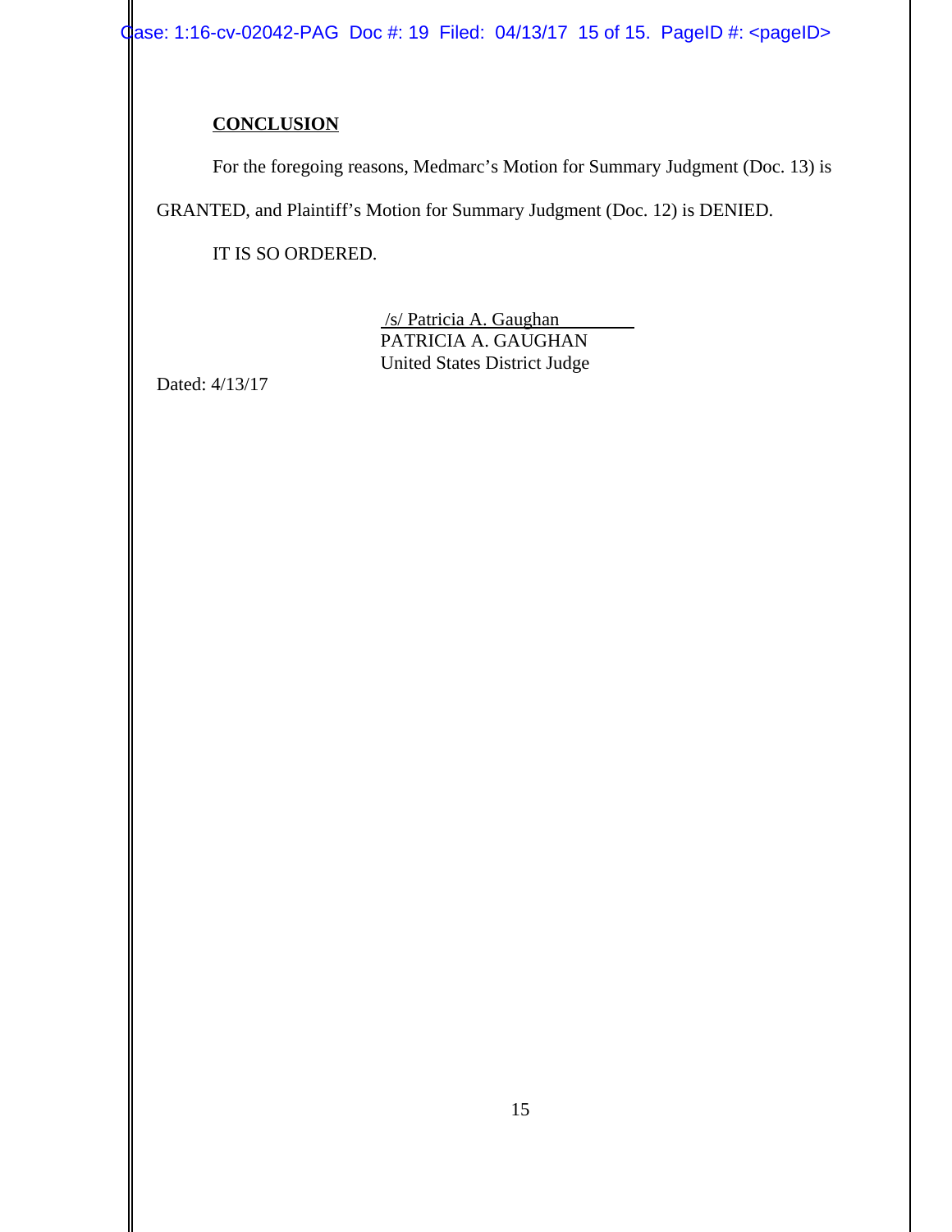**CONCLUSION**

For the foregoing reasons, Medmarc's Motion for Summary Judgment (Doc. 13) is GRANTED, and Plaintiff's Motion for Summary Judgment (Doc. 12) is DENIED.

IT IS SO ORDERED.

/s/ Patricia A. Gaughan
PATRICIA A. GAUGHAN
United States District Judge

Dated: 4/13/17